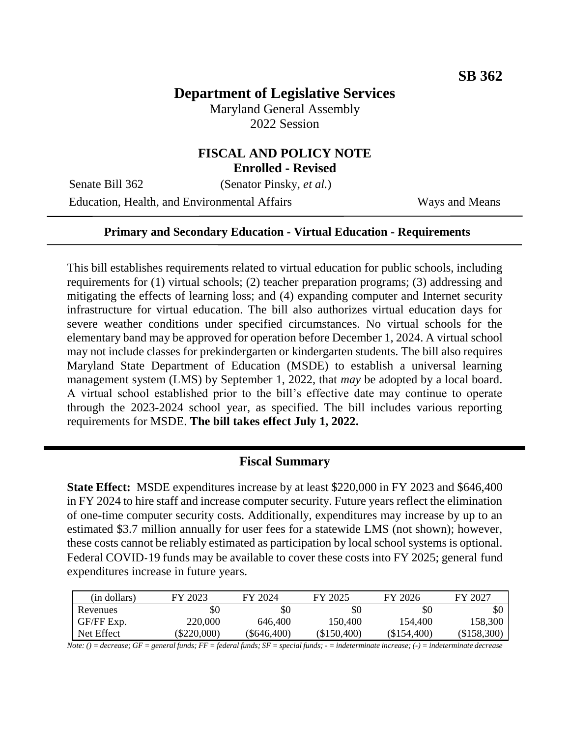**SB 362**

# Department of Legislative Services

Maryland General Assembly
2022 Session

## FISCAL AND POLICY NOTE
**Enrolled - Revised**

Senate Bill 362 (Senator Pinsky, *et al.*)

Education, Health, and Environmental Affairs Ways and Means

---

**Primary and Secondary Education - Virtual Education - Requirements**

---

This bill establishes requirements related to virtual education for public schools, including requirements for (1) virtual schools; (2) teacher preparation programs; (3) addressing and mitigating the effects of learning loss; and (4) expanding computer and Internet security infrastructure for virtual education. The bill also authorizes virtual education days for severe weather conditions under specified circumstances. No virtual schools for the elementary band may be approved for operation before December 1, 2024. A virtual school may not include classes for prekindergarten or kindergarten students. The bill also requires Maryland State Department of Education (MSDE) to establish a universal learning management system (LMS) by September 1, 2022, that *may* be adopted by a local board. A virtual school established prior to the bill's effective date may continue to operate through the 2023-2024 school year, as specified. The bill includes various reporting requirements for MSDE. **The bill takes effect July 1, 2022.**

---

## Fiscal Summary

**State Effect:** MSDE expenditures increase by at least $220,000 in FY 2023 and $646,400 in FY 2024 to hire staff and increase computer security. Future years reflect the elimination of one-time computer security costs. Additionally, expenditures may increase by up to an estimated $3.7 million annually for user fees for a statewide LMS (not shown); however, these costs cannot be reliably estimated as participation by local school systems is optional. Federal COVID-19 funds may be available to cover these costs into FY 2025; general fund expenditures increase in future years.

| (in dollars) | FY 2023 | FY 2024 | FY 2025 | FY 2026 | FY 2027 |
|---|---|---|---|---|---|
| Revenues | $0 | $0 | $0 | $0 | $0 |
| GF/FF Exp. | 220,000 | 646,400 | 150,400 | 154,400 | 158,300 |
| Net Effect | ($220,000) | ($646,400) | ($150,400) | ($154,400) | ($158,300) |

*Note: () = decrease; GF = general funds; FF = federal funds; SF = special funds; - = indeterminate increase; (-) = indeterminate decrease*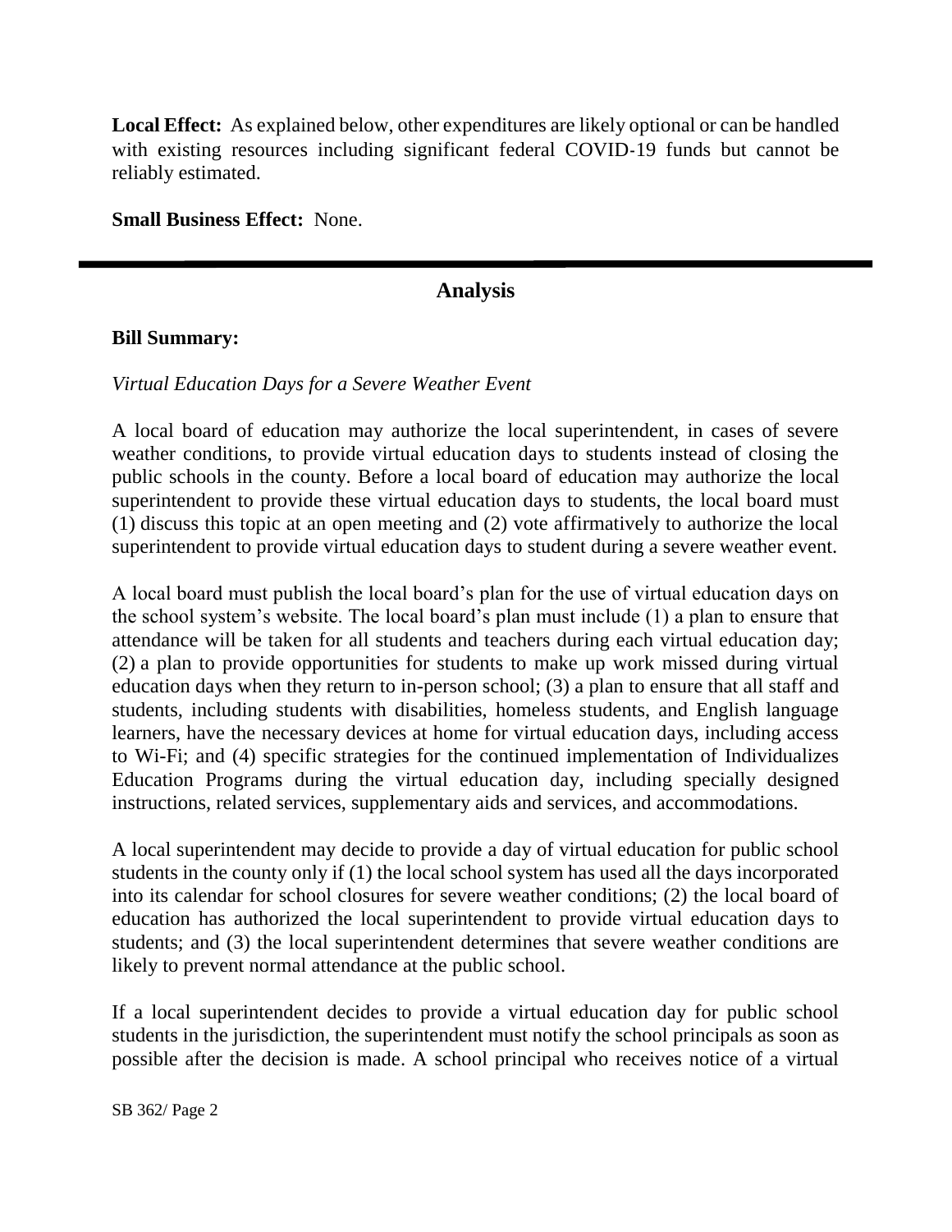**Local Effect:** As explained below, other expenditures are likely optional or can be handled with existing resources including significant federal COVID-19 funds but cannot be reliably estimated.

**Small Business Effect:** None.

---

## Analysis

**Bill Summary:**

*Virtual Education Days for a Severe Weather Event*

A local board of education may authorize the local superintendent, in cases of severe weather conditions, to provide virtual education days to students instead of closing the public schools in the county. Before a local board of education may authorize the local superintendent to provide these virtual education days to students, the local board must (1) discuss this topic at an open meeting and (2) vote affirmatively to authorize the local superintendent to provide virtual education days to student during a severe weather event.

A local board must publish the local board's plan for the use of virtual education days on the school system's website. The local board's plan must include (1) a plan to ensure that attendance will be taken for all students and teachers during each virtual education day; (2) a plan to provide opportunities for students to make up work missed during virtual education days when they return to in-person school; (3) a plan to ensure that all staff and students, including students with disabilities, homeless students, and English language learners, have the necessary devices at home for virtual education days, including access to Wi-Fi; and (4) specific strategies for the continued implementation of Individualizes Education Programs during the virtual education day, including specially designed instructions, related services, supplementary aids and services, and accommodations.

A local superintendent may decide to provide a day of virtual education for public school students in the county only if (1) the local school system has used all the days incorporated into its calendar for school closures for severe weather conditions; (2) the local board of education has authorized the local superintendent to provide virtual education days to students; and (3) the local superintendent determines that severe weather conditions are likely to prevent normal attendance at the public school.

If a local superintendent decides to provide a virtual education day for public school students in the jurisdiction, the superintendent must notify the school principals as soon as possible after the decision is made. A school principal who receives notice of a virtual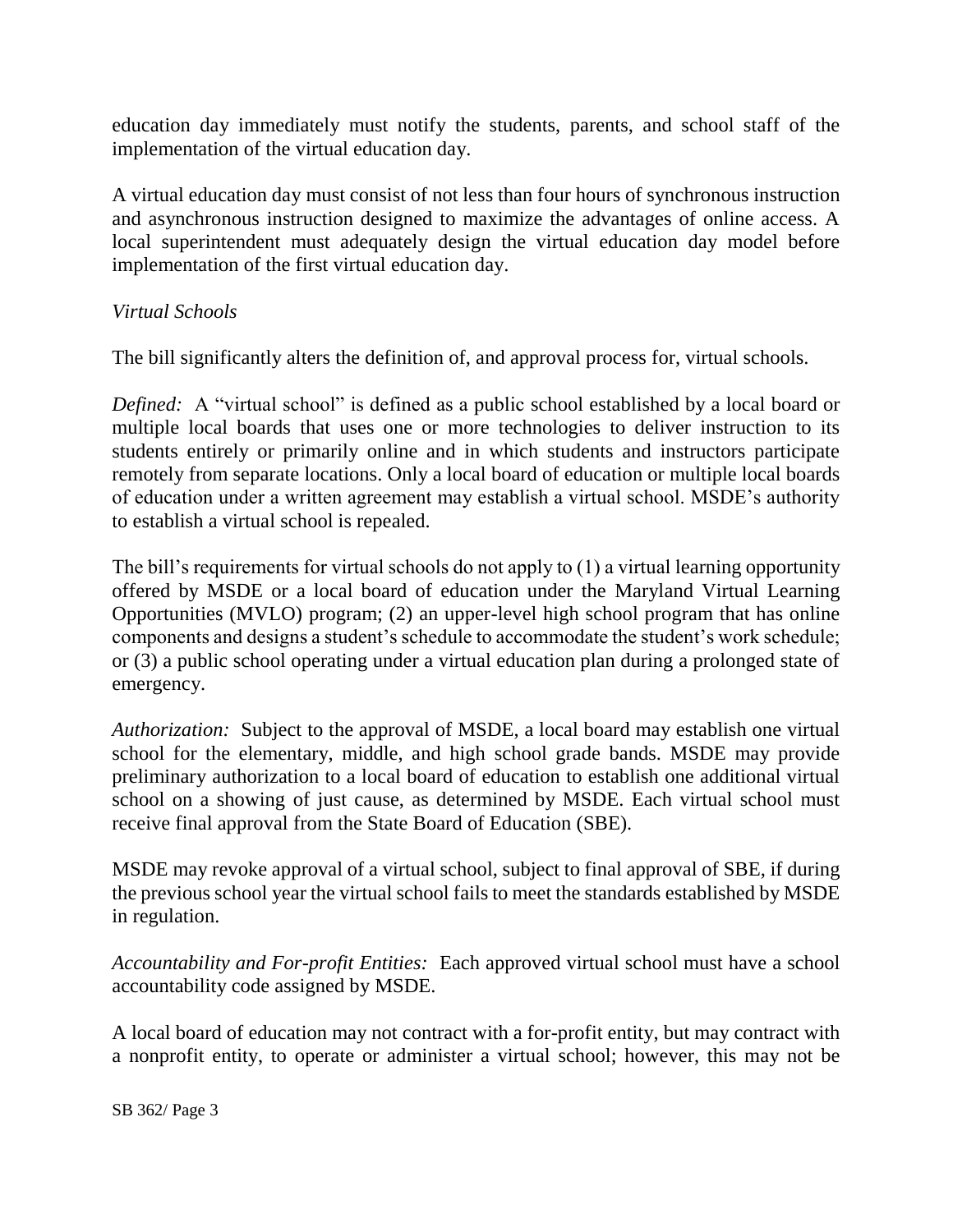education day immediately must notify the students, parents, and school staff of the implementation of the virtual education day.

A virtual education day must consist of not less than four hours of synchronous instruction and asynchronous instruction designed to maximize the advantages of online access. A local superintendent must adequately design the virtual education day model before implementation of the first virtual education day.

*Virtual Schools*

The bill significantly alters the definition of, and approval process for, virtual schools.

*Defined:* A "virtual school" is defined as a public school established by a local board or multiple local boards that uses one or more technologies to deliver instruction to its students entirely or primarily online and in which students and instructors participate remotely from separate locations. Only a local board of education or multiple local boards of education under a written agreement may establish a virtual school. MSDE's authority to establish a virtual school is repealed.

The bill's requirements for virtual schools do not apply to (1) a virtual learning opportunity offered by MSDE or a local board of education under the Maryland Virtual Learning Opportunities (MVLO) program; (2) an upper-level high school program that has online components and designs a student's schedule to accommodate the student's work schedule; or (3) a public school operating under a virtual education plan during a prolonged state of emergency.

*Authorization:* Subject to the approval of MSDE, a local board may establish one virtual school for the elementary, middle, and high school grade bands. MSDE may provide preliminary authorization to a local board of education to establish one additional virtual school on a showing of just cause, as determined by MSDE. Each virtual school must receive final approval from the State Board of Education (SBE).

MSDE may revoke approval of a virtual school, subject to final approval of SBE, if during the previous school year the virtual school fails to meet the standards established by MSDE in regulation.

*Accountability and For-profit Entities:* Each approved virtual school must have a school accountability code assigned by MSDE.

A local board of education may not contract with a for-profit entity, but may contract with a nonprofit entity, to operate or administer a virtual school; however, this may not be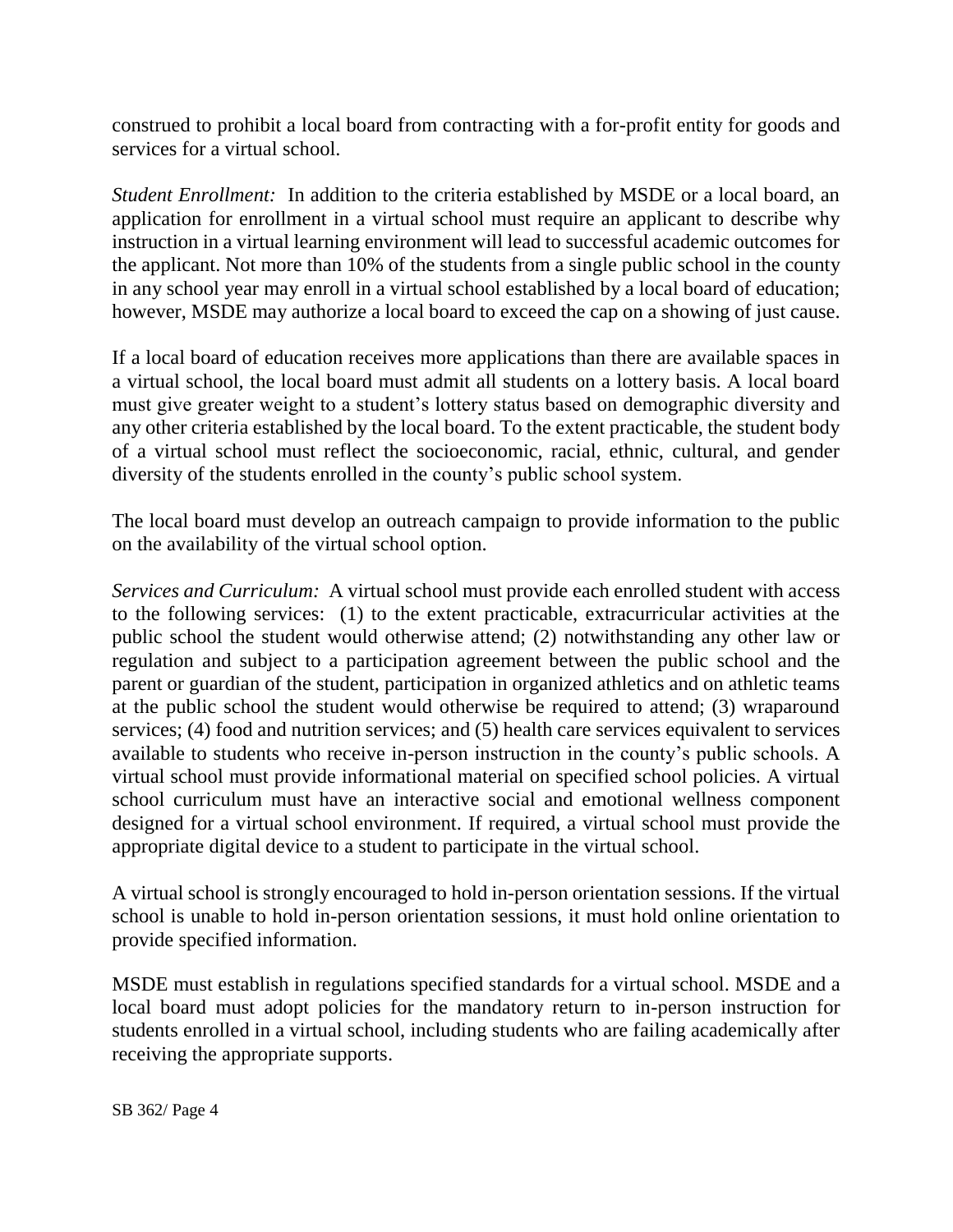construed to prohibit a local board from contracting with a for-profit entity for goods and services for a virtual school.

*Student Enrollment:* In addition to the criteria established by MSDE or a local board, an application for enrollment in a virtual school must require an applicant to describe why instruction in a virtual learning environment will lead to successful academic outcomes for the applicant. Not more than 10% of the students from a single public school in the county in any school year may enroll in a virtual school established by a local board of education; however, MSDE may authorize a local board to exceed the cap on a showing of just cause.

If a local board of education receives more applications than there are available spaces in a virtual school, the local board must admit all students on a lottery basis. A local board must give greater weight to a student's lottery status based on demographic diversity and any other criteria established by the local board. To the extent practicable, the student body of a virtual school must reflect the socioeconomic, racial, ethnic, cultural, and gender diversity of the students enrolled in the county's public school system.

The local board must develop an outreach campaign to provide information to the public on the availability of the virtual school option.

*Services and Curriculum:* A virtual school must provide each enrolled student with access to the following services: (1) to the extent practicable, extracurricular activities at the public school the student would otherwise attend; (2) notwithstanding any other law or regulation and subject to a participation agreement between the public school and the parent or guardian of the student, participation in organized athletics and on athletic teams at the public school the student would otherwise be required to attend; (3) wraparound services; (4) food and nutrition services; and (5) health care services equivalent to services available to students who receive in-person instruction in the county's public schools. A virtual school must provide informational material on specified school policies. A virtual school curriculum must have an interactive social and emotional wellness component designed for a virtual school environment. If required, a virtual school must provide the appropriate digital device to a student to participate in the virtual school.

A virtual school is strongly encouraged to hold in-person orientation sessions. If the virtual school is unable to hold in-person orientation sessions, it must hold online orientation to provide specified information.

MSDE must establish in regulations specified standards for a virtual school. MSDE and a local board must adopt policies for the mandatory return to in-person instruction for students enrolled in a virtual school, including students who are failing academically after receiving the appropriate supports.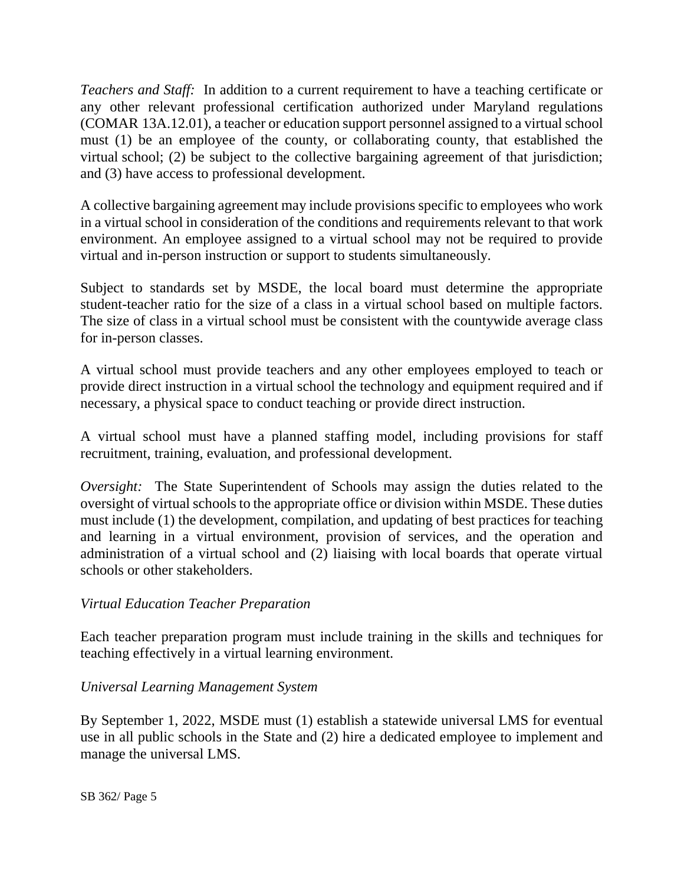*Teachers and Staff:* In addition to a current requirement to have a teaching certificate or any other relevant professional certification authorized under Maryland regulations (COMAR 13A.12.01), a teacher or education support personnel assigned to a virtual school must (1) be an employee of the county, or collaborating county, that established the virtual school; (2) be subject to the collective bargaining agreement of that jurisdiction; and (3) have access to professional development.

A collective bargaining agreement may include provisions specific to employees who work in a virtual school in consideration of the conditions and requirements relevant to that work environment. An employee assigned to a virtual school may not be required to provide virtual and in-person instruction or support to students simultaneously.

Subject to standards set by MSDE, the local board must determine the appropriate student-teacher ratio for the size of a class in a virtual school based on multiple factors. The size of class in a virtual school must be consistent with the countywide average class for in-person classes.

A virtual school must provide teachers and any other employees employed to teach or provide direct instruction in a virtual school the technology and equipment required and if necessary, a physical space to conduct teaching or provide direct instruction.

A virtual school must have a planned staffing model, including provisions for staff recruitment, training, evaluation, and professional development.

*Oversight:* The State Superintendent of Schools may assign the duties related to the oversight of virtual schools to the appropriate office or division within MSDE. These duties must include (1) the development, compilation, and updating of best practices for teaching and learning in a virtual environment, provision of services, and the operation and administration of a virtual school and (2) liaising with local boards that operate virtual schools or other stakeholders.

*Virtual Education Teacher Preparation*

Each teacher preparation program must include training in the skills and techniques for teaching effectively in a virtual learning environment.

*Universal Learning Management System*

By September 1, 2022, MSDE must (1) establish a statewide universal LMS for eventual use in all public schools in the State and (2) hire a dedicated employee to implement and manage the universal LMS.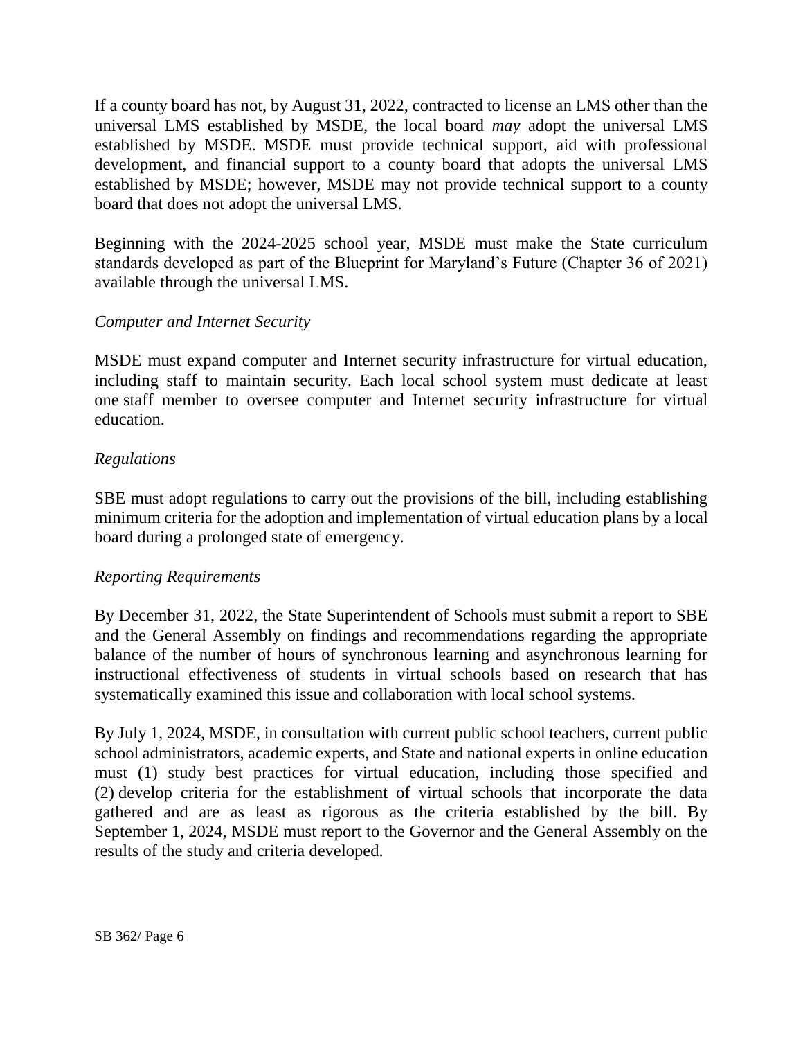If a county board has not, by August 31, 2022, contracted to license an LMS other than the universal LMS established by MSDE, the local board *may* adopt the universal LMS established by MSDE. MSDE must provide technical support, aid with professional development, and financial support to a county board that adopts the universal LMS established by MSDE; however, MSDE may not provide technical support to a county board that does not adopt the universal LMS.

Beginning with the 2024-2025 school year, MSDE must make the State curriculum standards developed as part of the Blueprint for Maryland's Future (Chapter 36 of 2021) available through the universal LMS.

*Computer and Internet Security*

MSDE must expand computer and Internet security infrastructure for virtual education, including staff to maintain security. Each local school system must dedicate at least one staff member to oversee computer and Internet security infrastructure for virtual education.

*Regulations*

SBE must adopt regulations to carry out the provisions of the bill, including establishing minimum criteria for the adoption and implementation of virtual education plans by a local board during a prolonged state of emergency.

*Reporting Requirements*

By December 31, 2022, the State Superintendent of Schools must submit a report to SBE and the General Assembly on findings and recommendations regarding the appropriate balance of the number of hours of synchronous learning and asynchronous learning for instructional effectiveness of students in virtual schools based on research that has systematically examined this issue and collaboration with local school systems.

By July 1, 2024, MSDE, in consultation with current public school teachers, current public school administrators, academic experts, and State and national experts in online education must (1) study best practices for virtual education, including those specified and (2) develop criteria for the establishment of virtual schools that incorporate the data gathered and are as least as rigorous as the criteria established by the bill. By September 1, 2024, MSDE must report to the Governor and the General Assembly on the results of the study and criteria developed.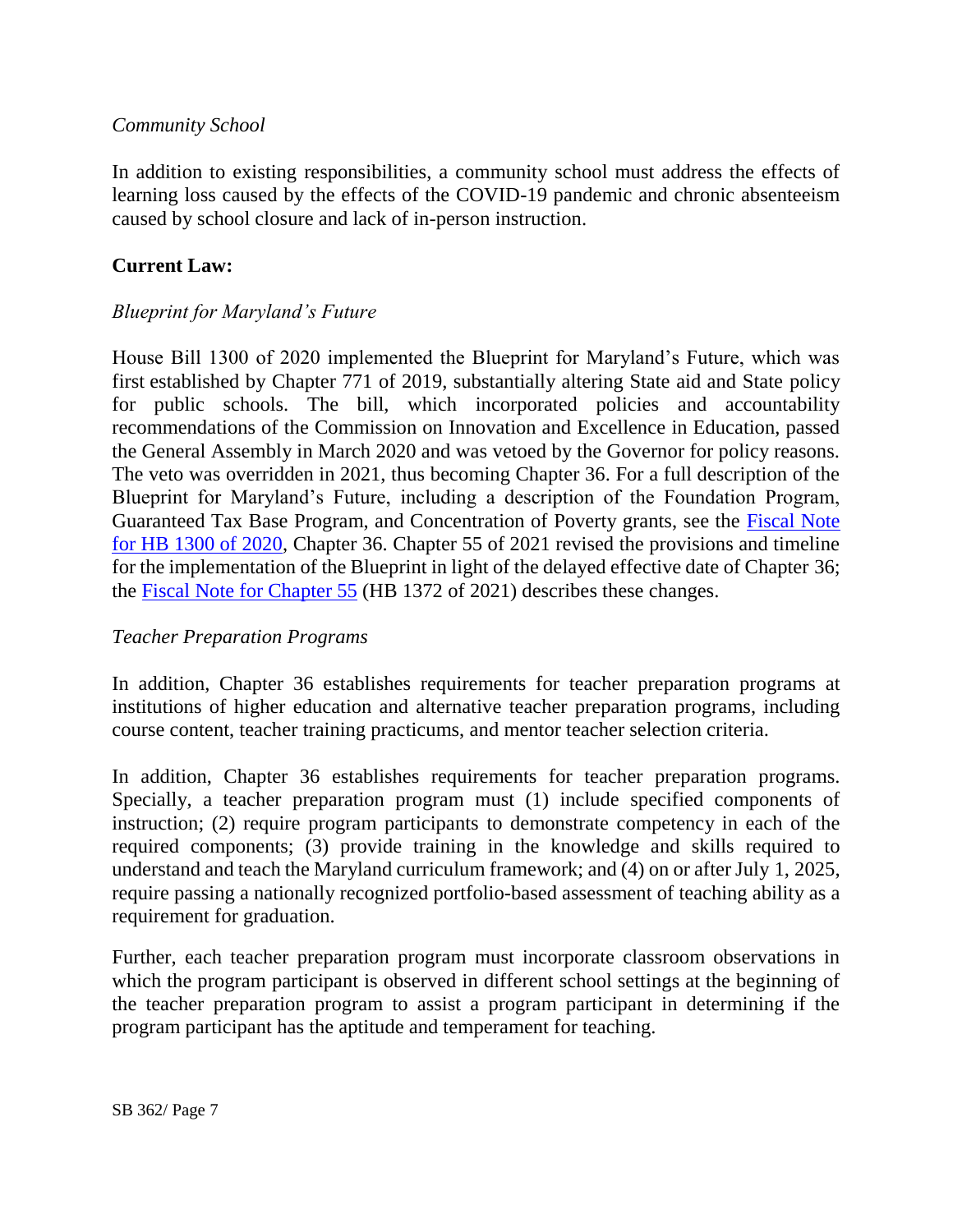*Community School*

In addition to existing responsibilities, a community school must address the effects of learning loss caused by the effects of the COVID-19 pandemic and chronic absenteeism caused by school closure and lack of in-person instruction.

**Current Law:**

*Blueprint for Maryland's Future*

House Bill 1300 of 2020 implemented the Blueprint for Maryland's Future, which was first established by Chapter 771 of 2019, substantially altering State aid and State policy for public schools. The bill, which incorporated policies and accountability recommendations of the Commission on Innovation and Excellence in Education, passed the General Assembly in March 2020 and was vetoed by the Governor for policy reasons. The veto was overridden in 2021, thus becoming Chapter 36. For a full description of the Blueprint for Maryland's Future, including a description of the Foundation Program, Guaranteed Tax Base Program, and Concentration of Poverty grants, see the Fiscal Note for HB 1300 of 2020, Chapter 36. Chapter 55 of 2021 revised the provisions and timeline for the implementation of the Blueprint in light of the delayed effective date of Chapter 36; the Fiscal Note for Chapter 55 (HB 1372 of 2021) describes these changes.

*Teacher Preparation Programs*

In addition, Chapter 36 establishes requirements for teacher preparation programs at institutions of higher education and alternative teacher preparation programs, including course content, teacher training practicums, and mentor teacher selection criteria.

In addition, Chapter 36 establishes requirements for teacher preparation programs. Specially, a teacher preparation program must (1) include specified components of instruction; (2) require program participants to demonstrate competency in each of the required components; (3) provide training in the knowledge and skills required to understand and teach the Maryland curriculum framework; and (4) on or after July 1, 2025, require passing a nationally recognized portfolio-based assessment of teaching ability as a requirement for graduation.

Further, each teacher preparation program must incorporate classroom observations in which the program participant is observed in different school settings at the beginning of the teacher preparation program to assist a program participant in determining if the program participant has the aptitude and temperament for teaching.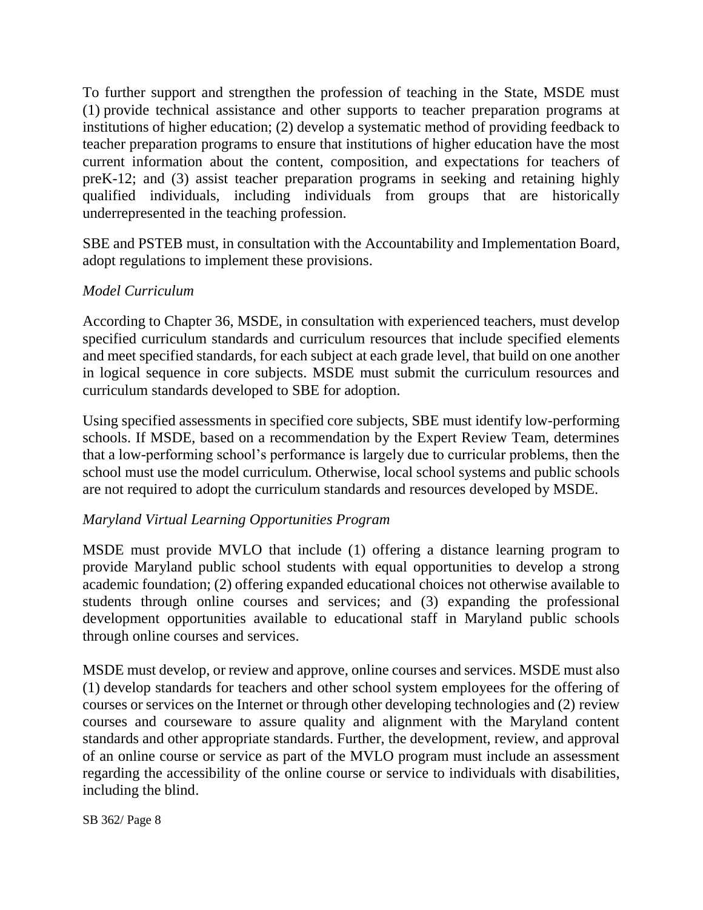To further support and strengthen the profession of teaching in the State, MSDE must (1) provide technical assistance and other supports to teacher preparation programs at institutions of higher education; (2) develop a systematic method of providing feedback to teacher preparation programs to ensure that institutions of higher education have the most current information about the content, composition, and expectations for teachers of preK-12; and (3) assist teacher preparation programs in seeking and retaining highly qualified individuals, including individuals from groups that are historically underrepresented in the teaching profession.

SBE and PSTEB must, in consultation with the Accountability and Implementation Board, adopt regulations to implement these provisions.

*Model Curriculum*

According to Chapter 36, MSDE, in consultation with experienced teachers, must develop specified curriculum standards and curriculum resources that include specified elements and meet specified standards, for each subject at each grade level, that build on one another in logical sequence in core subjects. MSDE must submit the curriculum resources and curriculum standards developed to SBE for adoption.

Using specified assessments in specified core subjects, SBE must identify low-performing schools. If MSDE, based on a recommendation by the Expert Review Team, determines that a low-performing school's performance is largely due to curricular problems, then the school must use the model curriculum. Otherwise, local school systems and public schools are not required to adopt the curriculum standards and resources developed by MSDE.

*Maryland Virtual Learning Opportunities Program*

MSDE must provide MVLO that include (1) offering a distance learning program to provide Maryland public school students with equal opportunities to develop a strong academic foundation; (2) offering expanded educational choices not otherwise available to students through online courses and services; and (3) expanding the professional development opportunities available to educational staff in Maryland public schools through online courses and services.

MSDE must develop, or review and approve, online courses and services. MSDE must also (1) develop standards for teachers and other school system employees for the offering of courses or services on the Internet or through other developing technologies and (2) review courses and courseware to assure quality and alignment with the Maryland content standards and other appropriate standards. Further, the development, review, and approval of an online course or service as part of the MVLO program must include an assessment regarding the accessibility of the online course or service to individuals with disabilities, including the blind.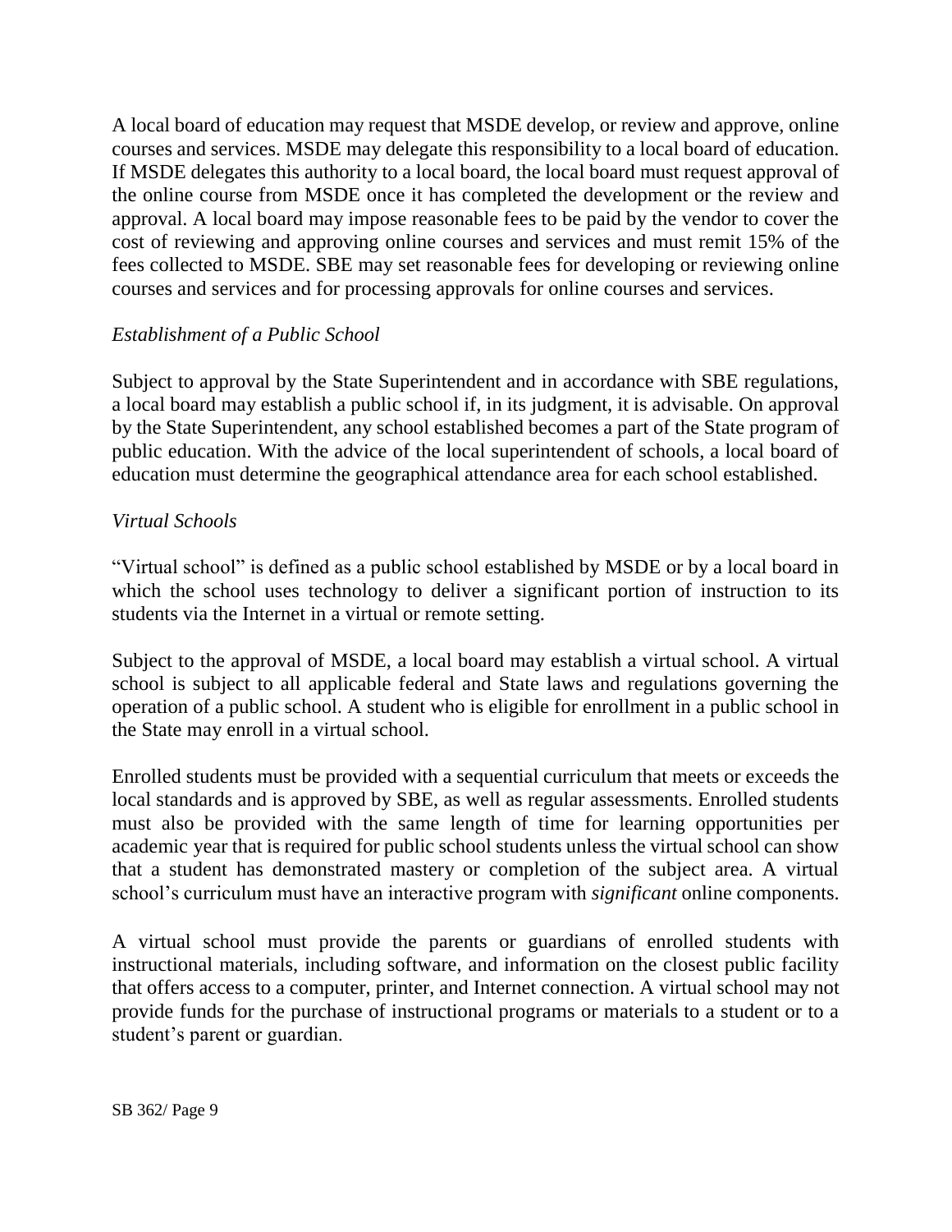A local board of education may request that MSDE develop, or review and approve, online courses and services. MSDE may delegate this responsibility to a local board of education. If MSDE delegates this authority to a local board, the local board must request approval of the online course from MSDE once it has completed the development or the review and approval. A local board may impose reasonable fees to be paid by the vendor to cover the cost of reviewing and approving online courses and services and must remit 15% of the fees collected to MSDE. SBE may set reasonable fees for developing or reviewing online courses and services and for processing approvals for online courses and services.

*Establishment of a Public School*

Subject to approval by the State Superintendent and in accordance with SBE regulations, a local board may establish a public school if, in its judgment, it is advisable. On approval by the State Superintendent, any school established becomes a part of the State program of public education. With the advice of the local superintendent of schools, a local board of education must determine the geographical attendance area for each school established.

*Virtual Schools*

"Virtual school" is defined as a public school established by MSDE or by a local board in which the school uses technology to deliver a significant portion of instruction to its students via the Internet in a virtual or remote setting.

Subject to the approval of MSDE, a local board may establish a virtual school. A virtual school is subject to all applicable federal and State laws and regulations governing the operation of a public school. A student who is eligible for enrollment in a public school in the State may enroll in a virtual school.

Enrolled students must be provided with a sequential curriculum that meets or exceeds the local standards and is approved by SBE, as well as regular assessments. Enrolled students must also be provided with the same length of time for learning opportunities per academic year that is required for public school students unless the virtual school can show that a student has demonstrated mastery or completion of the subject area. A virtual school's curriculum must have an interactive program with *significant* online components.

A virtual school must provide the parents or guardians of enrolled students with instructional materials, including software, and information on the closest public facility that offers access to a computer, printer, and Internet connection. A virtual school may not provide funds for the purchase of instructional programs or materials to a student or to a student's parent or guardian.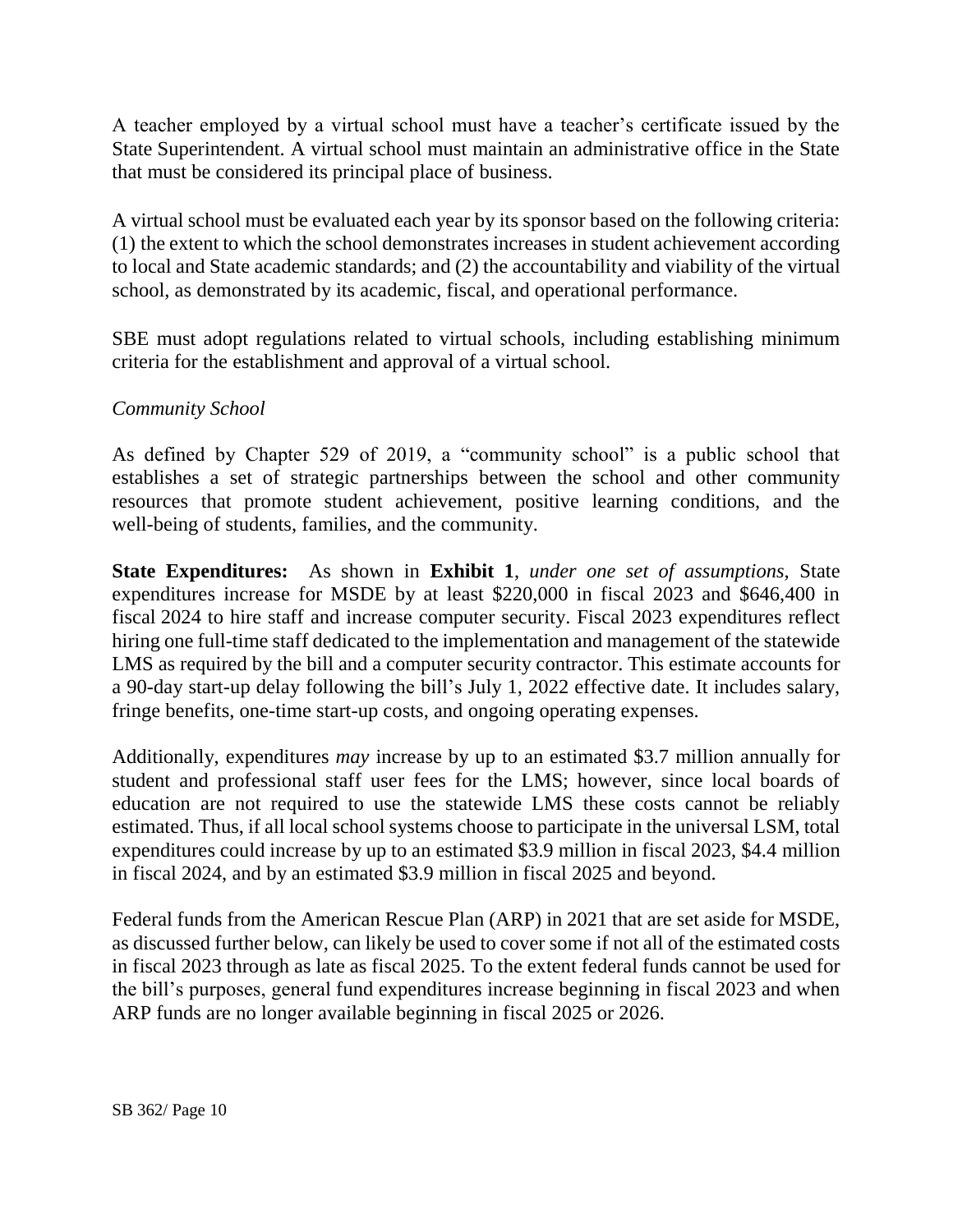A teacher employed by a virtual school must have a teacher's certificate issued by the State Superintendent. A virtual school must maintain an administrative office in the State that must be considered its principal place of business.

A virtual school must be evaluated each year by its sponsor based on the following criteria: (1) the extent to which the school demonstrates increases in student achievement according to local and State academic standards; and (2) the accountability and viability of the virtual school, as demonstrated by its academic, fiscal, and operational performance.

SBE must adopt regulations related to virtual schools, including establishing minimum criteria for the establishment and approval of a virtual school.

*Community School*

As defined by Chapter 529 of 2019, a "community school" is a public school that establishes a set of strategic partnerships between the school and other community resources that promote student achievement, positive learning conditions, and the well-being of students, families, and the community.

**State Expenditures:** As shown in **Exhibit 1**, *under one set of assumptions,* State expenditures increase for MSDE by at least $220,000 in fiscal 2023 and $646,400 in fiscal 2024 to hire staff and increase computer security. Fiscal 2023 expenditures reflect hiring one full-time staff dedicated to the implementation and management of the statewide LMS as required by the bill and a computer security contractor. This estimate accounts for a 90-day start-up delay following the bill's July 1, 2022 effective date. It includes salary, fringe benefits, one-time start-up costs, and ongoing operating expenses.

Additionally, expenditures *may* increase by up to an estimated $3.7 million annually for student and professional staff user fees for the LMS; however, since local boards of education are not required to use the statewide LMS these costs cannot be reliably estimated. Thus, if all local school systems choose to participate in the universal LSM, total expenditures could increase by up to an estimated $3.9 million in fiscal 2023, $4.4 million in fiscal 2024, and by an estimated $3.9 million in fiscal 2025 and beyond.

Federal funds from the American Rescue Plan (ARP) in 2021 that are set aside for MSDE, as discussed further below, can likely be used to cover some if not all of the estimated costs in fiscal 2023 through as late as fiscal 2025. To the extent federal funds cannot be used for the bill's purposes, general fund expenditures increase beginning in fiscal 2023 and when ARP funds are no longer available beginning in fiscal 2025 or 2026.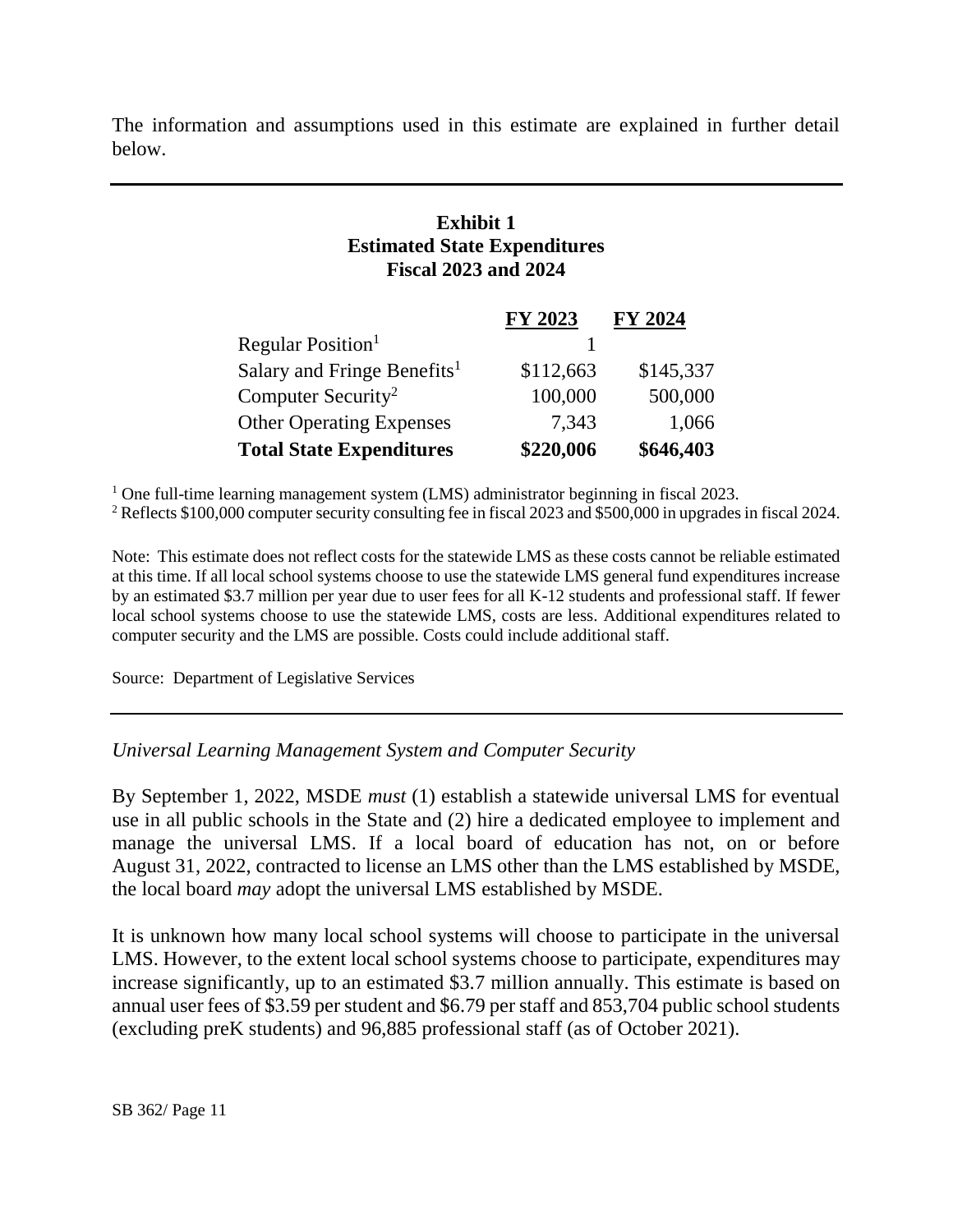The information and assumptions used in this estimate are explained in further detail below.

**Exhibit 1**
**Estimated State Expenditures**
**Fiscal 2023 and 2024**

| | FY 2023 | FY 2024 |
|---|---|---|
| Regular Position[1] | 1 | |
| Salary and Fringe Benefits[1] | $112,663 | $145,337 |
| Computer Security[2] | 100,000 | 500,000 |
| Other Operating Expenses | 7,343 | 1,066 |
| **Total State Expenditures** | **$220,006** | **$646,403** |

[1] One full-time learning management system (LMS) administrator beginning in fiscal 2023.
[2] Reflects $100,000 computer security consulting fee in fiscal 2023 and $500,000 in upgrades in fiscal 2024.

Note: This estimate does not reflect costs for the statewide LMS as these costs cannot be reliable estimated at this time. If all local school systems choose to use the statewide LMS general fund expenditures increase by an estimated $3.7 million per year due to user fees for all K-12 students and professional staff. If fewer local school systems choose to use the statewide LMS, costs are less. Additional expenditures related to computer security and the LMS are possible. Costs could include additional staff.

Source: Department of Legislative Services

*Universal Learning Management System and Computer Security*

By September 1, 2022, MSDE *must* (1) establish a statewide universal LMS for eventual use in all public schools in the State and (2) hire a dedicated employee to implement and manage the universal LMS. If a local board of education has not, on or before August 31, 2022, contracted to license an LMS other than the LMS established by MSDE, the local board *may* adopt the universal LMS established by MSDE.

It is unknown how many local school systems will choose to participate in the universal LMS. However, to the extent local school systems choose to participate, expenditures may increase significantly, up to an estimated $3.7 million annually. This estimate is based on annual user fees of $3.59 per student and $6.79 per staff and 853,704 public school students (excluding preK students) and 96,885 professional staff (as of October 2021).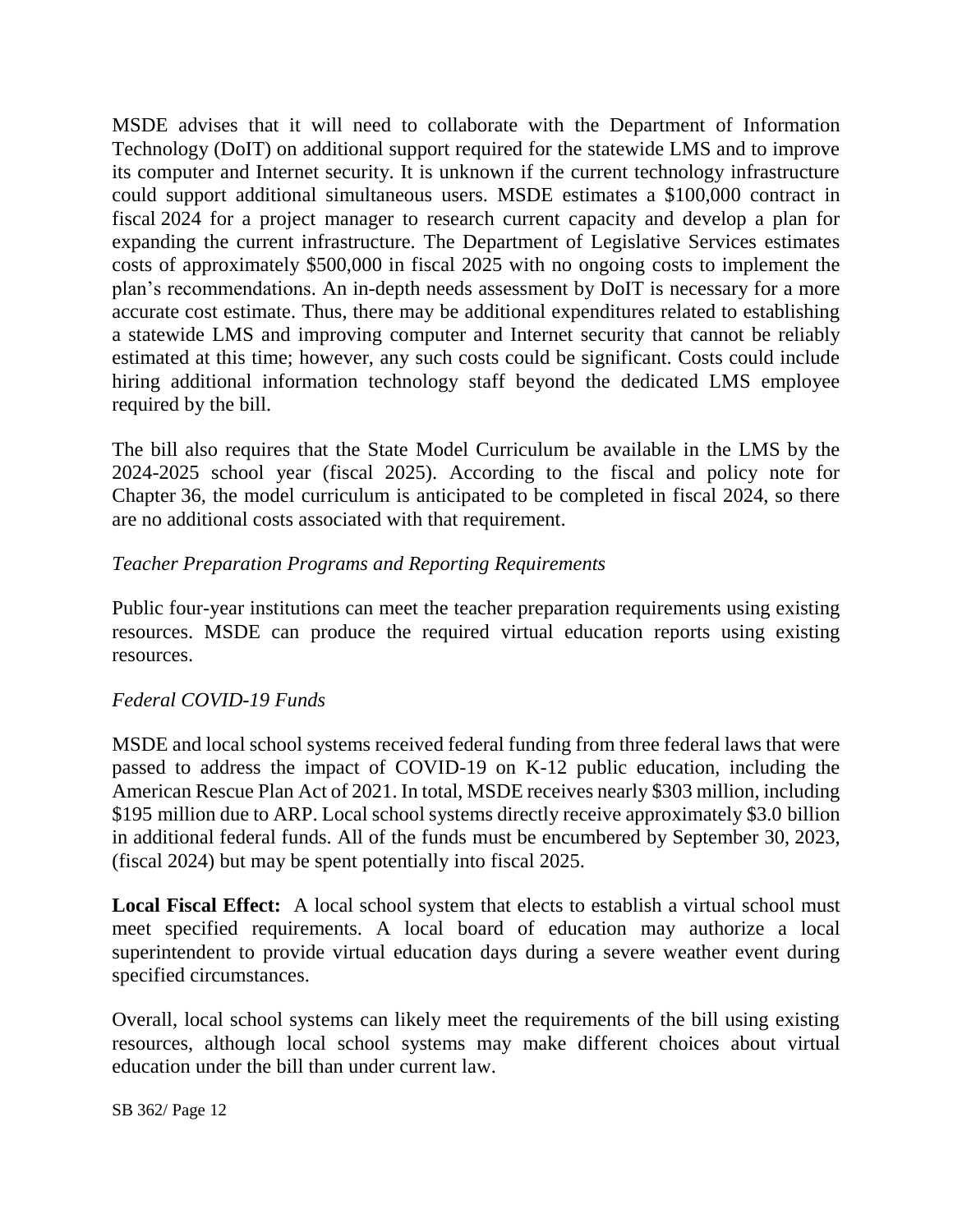MSDE advises that it will need to collaborate with the Department of Information Technology (DoIT) on additional support required for the statewide LMS and to improve its computer and Internet security. It is unknown if the current technology infrastructure could support additional simultaneous users. MSDE estimates a $100,000 contract in fiscal 2024 for a project manager to research current capacity and develop a plan for expanding the current infrastructure. The Department of Legislative Services estimates costs of approximately $500,000 in fiscal 2025 with no ongoing costs to implement the plan's recommendations. An in-depth needs assessment by DoIT is necessary for a more accurate cost estimate. Thus, there may be additional expenditures related to establishing a statewide LMS and improving computer and Internet security that cannot be reliably estimated at this time; however, any such costs could be significant. Costs could include hiring additional information technology staff beyond the dedicated LMS employee required by the bill.

The bill also requires that the State Model Curriculum be available in the LMS by the 2024-2025 school year (fiscal 2025). According to the fiscal and policy note for Chapter 36, the model curriculum is anticipated to be completed in fiscal 2024, so there are no additional costs associated with that requirement.

*Teacher Preparation Programs and Reporting Requirements*

Public four-year institutions can meet the teacher preparation requirements using existing resources. MSDE can produce the required virtual education reports using existing resources.

*Federal COVID-19 Funds*

MSDE and local school systems received federal funding from three federal laws that were passed to address the impact of COVID-19 on K-12 public education, including the American Rescue Plan Act of 2021. In total, MSDE receives nearly $303 million, including $195 million due to ARP. Local school systems directly receive approximately $3.0 billion in additional federal funds. All of the funds must be encumbered by September 30, 2023, (fiscal 2024) but may be spent potentially into fiscal 2025.

**Local Fiscal Effect:** A local school system that elects to establish a virtual school must meet specified requirements. A local board of education may authorize a local superintendent to provide virtual education days during a severe weather event during specified circumstances.

Overall, local school systems can likely meet the requirements of the bill using existing resources, although local school systems may make different choices about virtual education under the bill than under current law.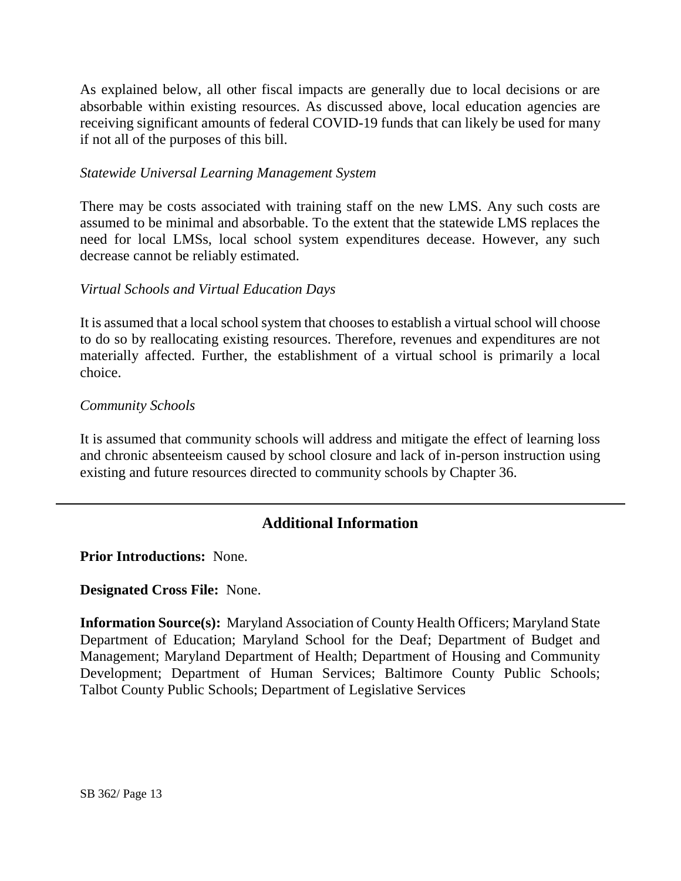As explained below, all other fiscal impacts are generally due to local decisions or are absorbable within existing resources. As discussed above, local education agencies are receiving significant amounts of federal COVID-19 funds that can likely be used for many if not all of the purposes of this bill.

*Statewide Universal Learning Management System*

There may be costs associated with training staff on the new LMS. Any such costs are assumed to be minimal and absorbable. To the extent that the statewide LMS replaces the need for local LMSs, local school system expenditures decease. However, any such decrease cannot be reliably estimated.

*Virtual Schools and Virtual Education Days*

It is assumed that a local school system that chooses to establish a virtual school will choose to do so by reallocating existing resources. Therefore, revenues and expenditures are not materially affected. Further, the establishment of a virtual school is primarily a local choice.

*Community Schools*

It is assumed that community schools will address and mitigate the effect of learning loss and chronic absenteeism caused by school closure and lack of in-person instruction using existing and future resources directed to community schools by Chapter 36.

---

## Additional Information

**Prior Introductions:** None.

**Designated Cross File:** None.

**Information Source(s):** Maryland Association of County Health Officers; Maryland State Department of Education; Maryland School for the Deaf; Department of Budget and Management; Maryland Department of Health; Department of Housing and Community Development; Department of Human Services; Baltimore County Public Schools; Talbot County Public Schools; Department of Legislative Services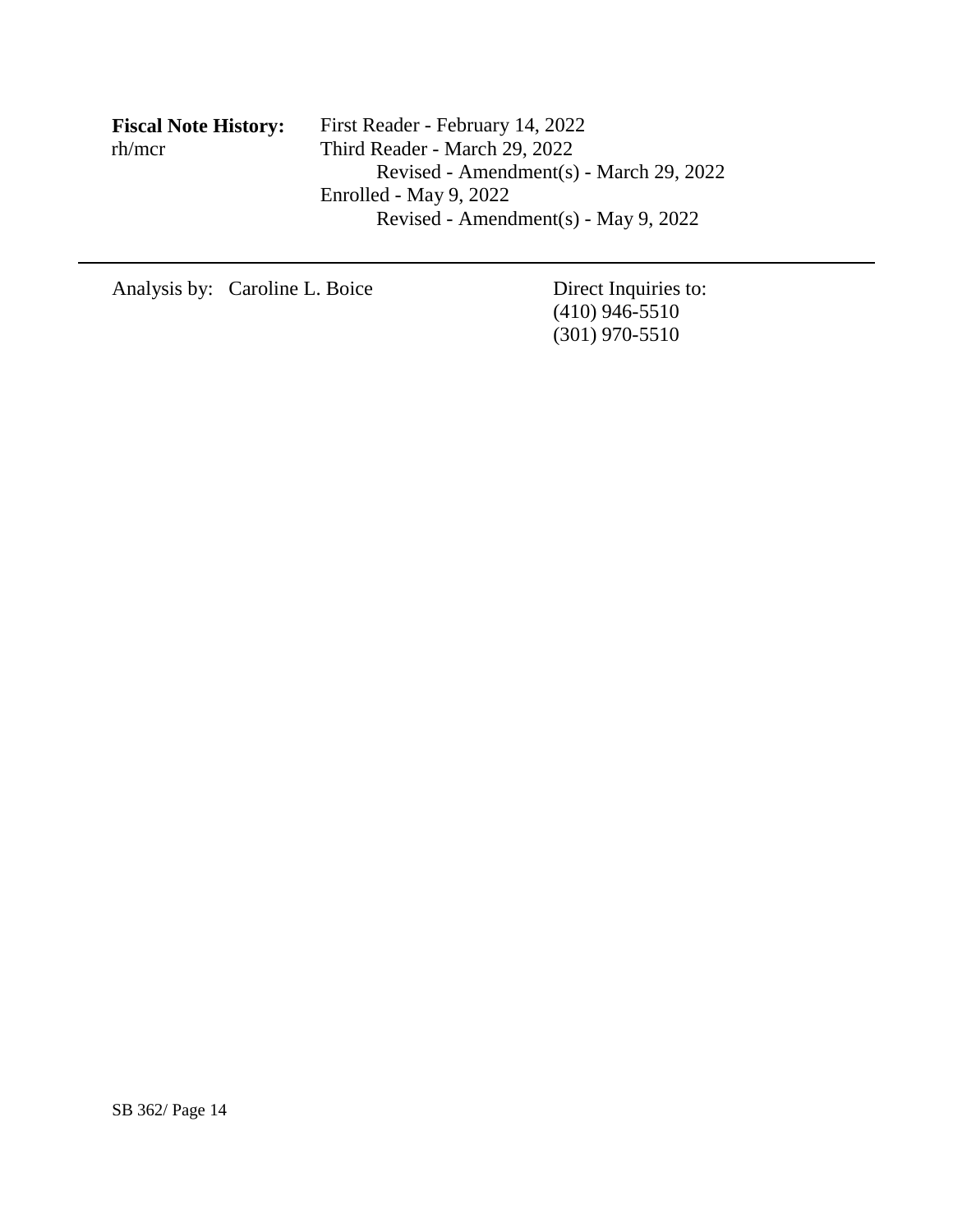**Fiscal Note History:** First Reader - February 14, 2022
rh/mcr Third Reader - March 29, 2022
Revised - Amendment(s) - March 29, 2022
Enrolled - May 9, 2022
Revised - Amendment(s) - May 9, 2022

---

Analysis by: Caroline L. Boice

Direct Inquiries to:
(410) 946-5510
(301) 970-5510